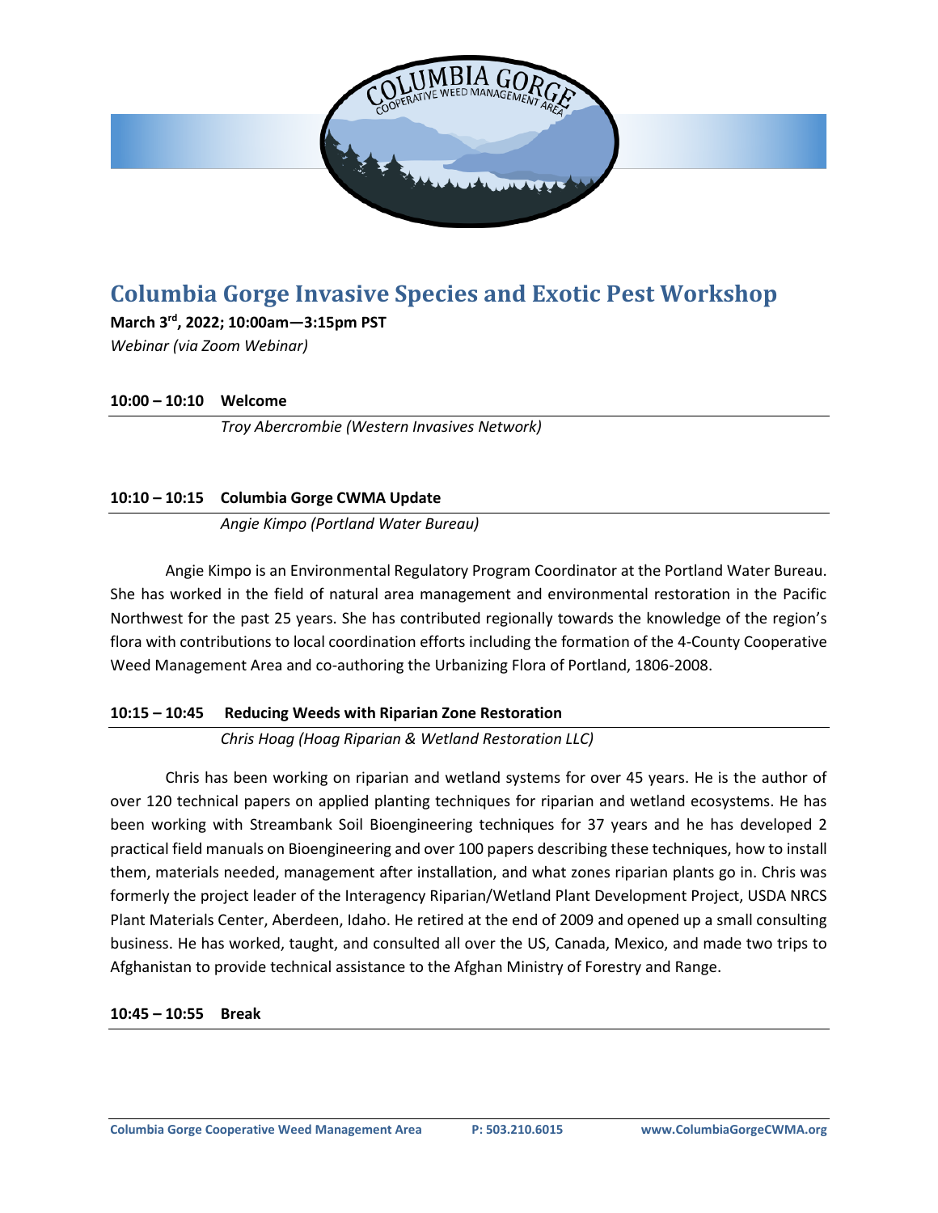# Columbia Gorge Invasive Species and Exotic Pest Workshop

**March 3rd, 2022; 10:00am—3:15pm PST**

*Webinar (via Zoom Webinar)*

**10:00 – 10:10 Welcome**

*Troy Abercrombie (Western Invasives Network)*

**10:10 – 10:15 Columbia Gorge CWMA Update**

*Angie Kimpo (Portland Water Bureau)*

Angie Kimpo is an Environmental Regulatory Program Coordinator at the Portland Water Bureau. She has worked in the field of natural area management and environmental restoration in the Pacific Northwest for the past 25 years. She has contributed regionally towards the knowledge of the region's flora with contributions to local coordination efforts including the formation of the 4-County Cooperative Weed Management Area and co-authoring the Urbanizing Flora of Portland, 1806-2008.

**10:15 – 10:45 Reducing Weeds with Riparian Zone Restoration**

*Chris Hoag (Hoag Riparian & Wetland Restoration LLC)*

Chris has been working on riparian and wetland systems for over 45 years. He is the author of over 120 technical papers on applied planting techniques for riparian and wetland ecosystems. He has been working with Streambank Soil Bioengineering techniques for 37 years and he has developed 2 practical field manuals on Bioengineering and over 100 papers describing these techniques, how to install them, materials needed, management after installation, and what zones riparian plants go in. Chris was formerly the project leader of the Interagency Riparian/Wetland Plant Development Project, USDA NRCS Plant Materials Center, Aberdeen, Idaho. He retired at the end of 2009 and opened up a small consulting business. He has worked, taught, and consulted all over the US, Canada, Mexico, and made two trips to Afghanistan to provide technical assistance to the Afghan Ministry of Forestry and Range.

**10:45 – 10:55 Break**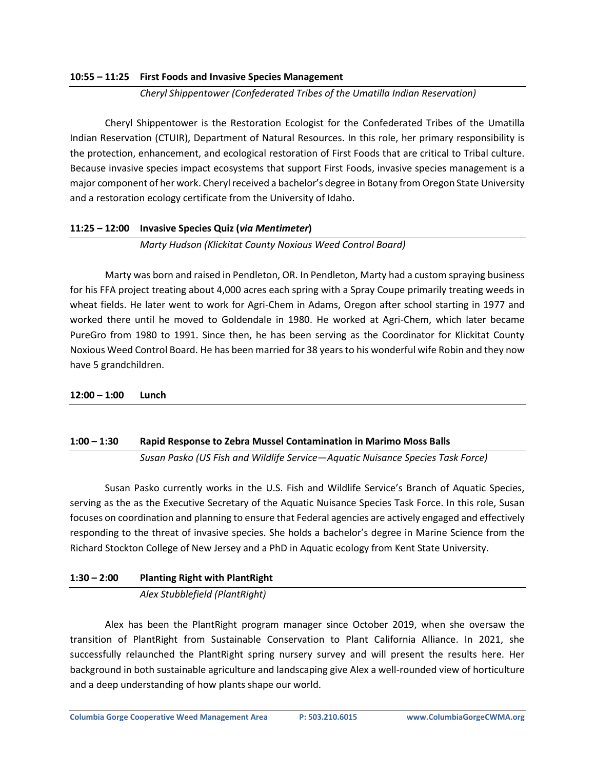### 10:55 – 11:25 First Foods and Invasive Species Management

*Cheryl Shippentower (Confederated Tribes of the Umatilla Indian Reservation)*

Cheryl Shippentower is the Restoration Ecologist for the Confederated Tribes of the Umatilla Indian Reservation (CTUIR), Department of Natural Resources. In this role, her primary responsibility is the protection, enhancement, and ecological restoration of First Foods that are critical to Tribal culture. Because invasive species impact ecosystems that support First Foods, invasive species management is a major component of her work. Cheryl received a bachelor's degree in Botany from Oregon State University and a restoration ecology certificate from the University of Idaho.

### 11:25 – 12:00 Invasive Species Quiz (*via Mentimeter*)

*Marty Hudson (Klickitat County Noxious Weed Control Board)*

Marty was born and raised in Pendleton, OR. In Pendleton, Marty had a custom spraying business for his FFA project treating about 4,000 acres each spring with a Spray Coupe primarily treating weeds in wheat fields. He later went to work for Agri-Chem in Adams, Oregon after school starting in 1977 and worked there until he moved to Goldendale in 1980. He worked at Agri-Chem, which later became PureGro from 1980 to 1991. Since then, he has been serving as the Coordinator for Klickitat County Noxious Weed Control Board. He has been married for 38 years to his wonderful wife Robin and they now have 5 grandchildren.

### 12:00 – 1:00 Lunch

### 1:00 – 1:30 Rapid Response to Zebra Mussel Contamination in Marimo Moss Balls

*Susan Pasko (US Fish and Wildlife Service—Aquatic Nuisance Species Task Force)*

Susan Pasko currently works in the U.S. Fish and Wildlife Service's Branch of Aquatic Species, serving as the as the Executive Secretary of the Aquatic Nuisance Species Task Force. In this role, Susan focuses on coordination and planning to ensure that Federal agencies are actively engaged and effectively responding to the threat of invasive species. She holds a bachelor's degree in Marine Science from the Richard Stockton College of New Jersey and a PhD in Aquatic ecology from Kent State University.

### 1:30 – 2:00 Planting Right with PlantRight

*Alex Stubblefield (PlantRight)*

Alex has been the PlantRight program manager since October 2019, when she oversaw the transition of PlantRight from Sustainable Conservation to Plant California Alliance. In 2021, she successfully relaunched the PlantRight spring nursery survey and will present the results here. Her background in both sustainable agriculture and landscaping give Alex a well-rounded view of horticulture and a deep understanding of how plants shape our world.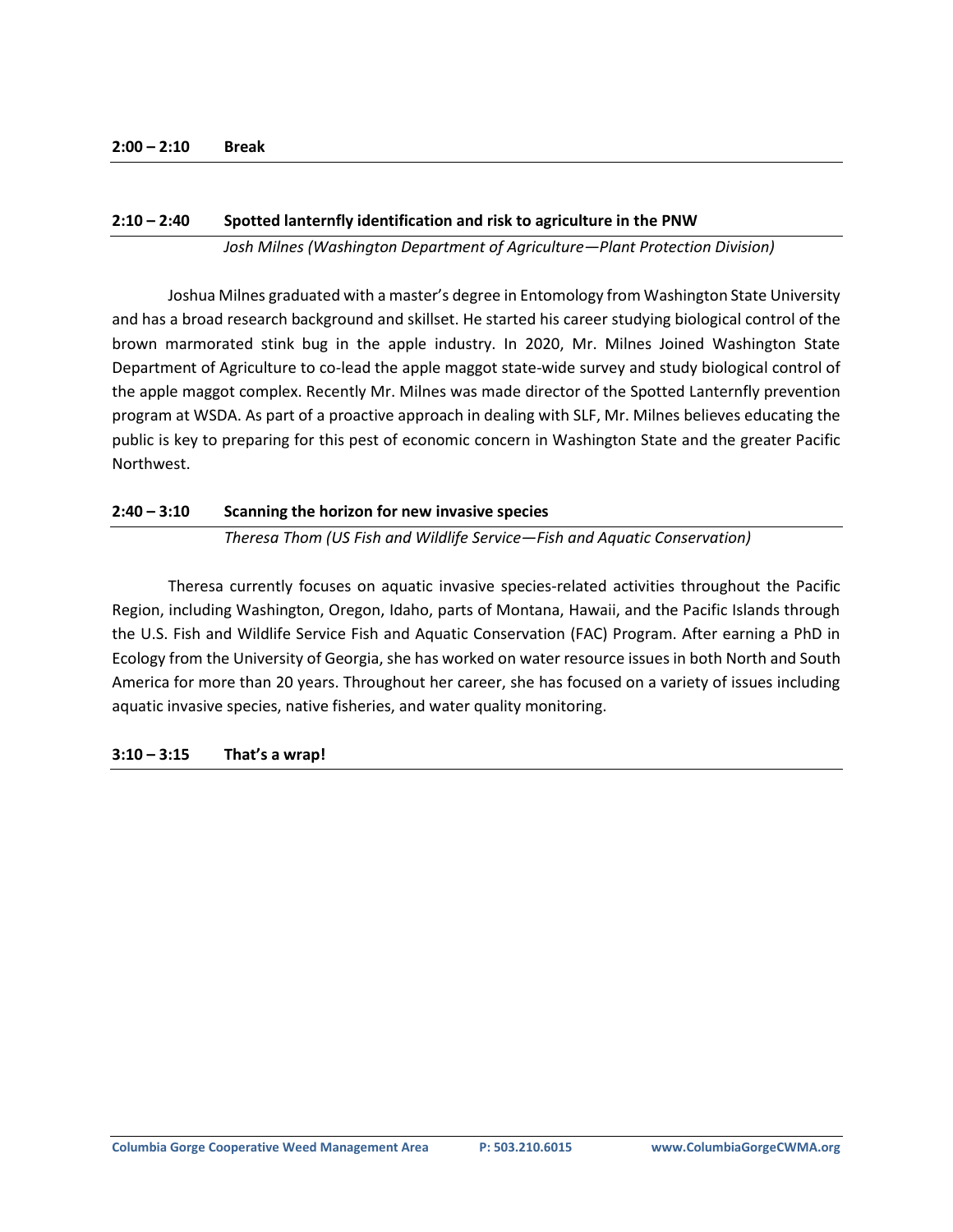**2:00 – 2:10 Break**

---

**2:10 – 2:40 Spotted lanternfly identification and risk to agriculture in the PNW**

*Josh Milnes (Washington Department of Agriculture—Plant Protection Division)*

Joshua Milnes graduated with a master's degree in Entomology from Washington State University and has a broad research background and skillset. He started his career studying biological control of the brown marmorated stink bug in the apple industry. In 2020, Mr. Milnes Joined Washington State Department of Agriculture to co-lead the apple maggot state-wide survey and study biological control of the apple maggot complex. Recently Mr. Milnes was made director of the Spotted Lanternfly prevention program at WSDA. As part of a proactive approach in dealing with SLF, Mr. Milnes believes educating the public is key to preparing for this pest of economic concern in Washington State and the greater Pacific Northwest.

**2:40 – 3:10 Scanning the horizon for new invasive species**

*Theresa Thom (US Fish and Wildlife Service—Fish and Aquatic Conservation)*

Theresa currently focuses on aquatic invasive species-related activities throughout the Pacific Region, including Washington, Oregon, Idaho, parts of Montana, Hawaii, and the Pacific Islands through the U.S. Fish and Wildlife Service Fish and Aquatic Conservation (FAC) Program. After earning a PhD in Ecology from the University of Georgia, she has worked on water resource issues in both North and South America for more than 20 years. Throughout her career, she has focused on a variety of issues including aquatic invasive species, native fisheries, and water quality monitoring.

**3:10 – 3:15 That's a wrap!**

---